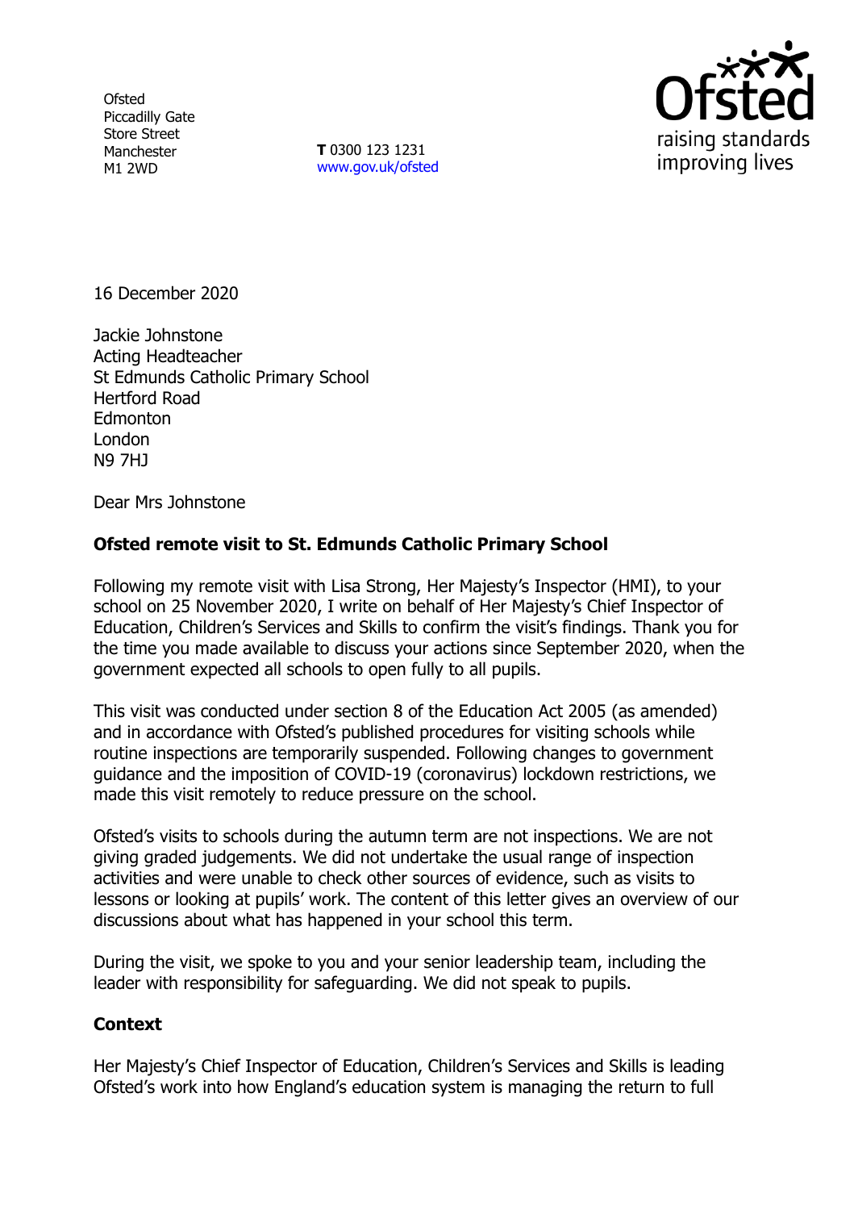Ofsted
Piccadilly Gate
Store Street
Manchester
M1 2WD

**T** 0300 123 1231
www.gov.uk/ofsted

16 December 2020

Jackie Johnstone
Acting Headteacher
St Edmunds Catholic Primary School
Hertford Road
Edmonton
London
N9 7HJ

Dear Mrs Johnstone

**Ofsted remote visit to St. Edmunds Catholic Primary School**

Following my remote visit with Lisa Strong, Her Majesty's Inspector (HMI), to your school on 25 November 2020, I write on behalf of Her Majesty's Chief Inspector of Education, Children's Services and Skills to confirm the visit's findings. Thank you for the time you made available to discuss your actions since September 2020, when the government expected all schools to open fully to all pupils.

This visit was conducted under section 8 of the Education Act 2005 (as amended) and in accordance with Ofsted's published procedures for visiting schools while routine inspections are temporarily suspended. Following changes to government guidance and the imposition of COVID-19 (coronavirus) lockdown restrictions, we made this visit remotely to reduce pressure on the school.

Ofsted's visits to schools during the autumn term are not inspections. We are not giving graded judgements. We did not undertake the usual range of inspection activities and were unable to check other sources of evidence, such as visits to lessons or looking at pupils' work. The content of this letter gives an overview of our discussions about what has happened in your school this term.

During the visit, we spoke to you and your senior leadership team, including the leader with responsibility for safeguarding. We did not speak to pupils.

**Context**

Her Majesty's Chief Inspector of Education, Children's Services and Skills is leading Ofsted's work into how England's education system is managing the return to full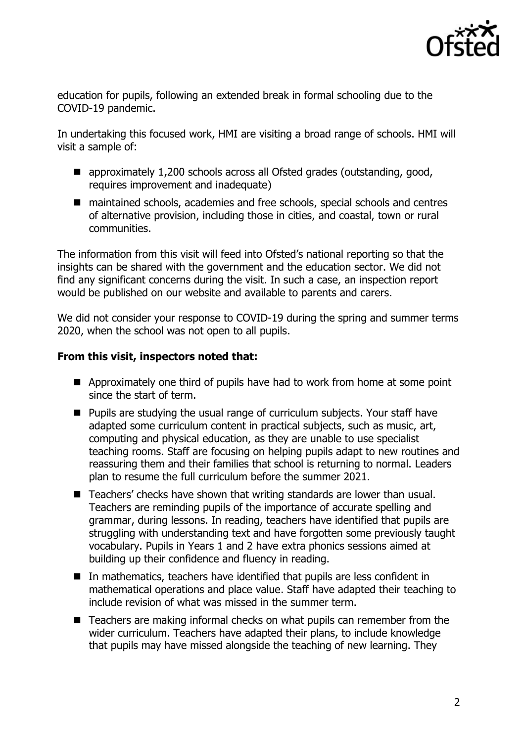education for pupils, following an extended break in formal schooling due to the COVID-19 pandemic.

In undertaking this focused work, HMI are visiting a broad range of schools. HMI will visit a sample of:

- approximately 1,200 schools across all Ofsted grades (outstanding, good, requires improvement and inadequate)
- maintained schools, academies and free schools, special schools and centres of alternative provision, including those in cities, and coastal, town or rural communities.

The information from this visit will feed into Ofsted's national reporting so that the insights can be shared with the government and the education sector. We did not find any significant concerns during the visit. In such a case, an inspection report would be published on our website and available to parents and carers.

We did not consider your response to COVID-19 during the spring and summer terms 2020, when the school was not open to all pupils.

**From this visit, inspectors noted that:**

- Approximately one third of pupils have had to work from home at some point since the start of term.
- Pupils are studying the usual range of curriculum subjects. Your staff have adapted some curriculum content in practical subjects, such as music, art, computing and physical education, as they are unable to use specialist teaching rooms. Staff are focusing on helping pupils adapt to new routines and reassuring them and their families that school is returning to normal. Leaders plan to resume the full curriculum before the summer 2021.
- Teachers' checks have shown that writing standards are lower than usual. Teachers are reminding pupils of the importance of accurate spelling and grammar, during lessons. In reading, teachers have identified that pupils are struggling with understanding text and have forgotten some previously taught vocabulary. Pupils in Years 1 and 2 have extra phonics sessions aimed at building up their confidence and fluency in reading.
- In mathematics, teachers have identified that pupils are less confident in mathematical operations and place value. Staff have adapted their teaching to include revision of what was missed in the summer term.
- Teachers are making informal checks on what pupils can remember from the wider curriculum. Teachers have adapted their plans, to include knowledge that pupils may have missed alongside the teaching of new learning. They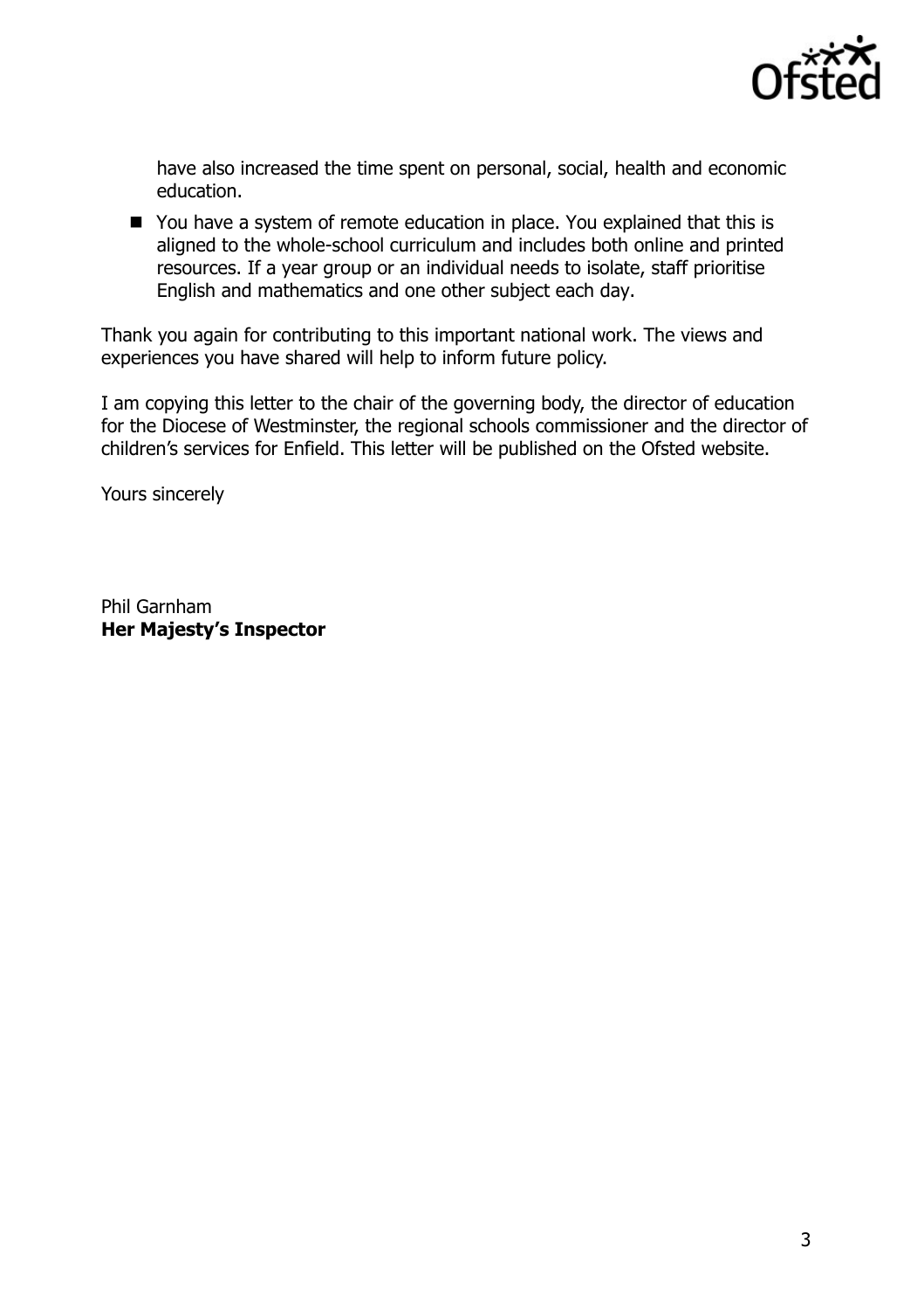have also increased the time spent on personal, social, health and economic education.

- You have a system of remote education in place. You explained that this is aligned to the whole-school curriculum and includes both online and printed resources. If a year group or an individual needs to isolate, staff prioritise English and mathematics and one other subject each day.

Thank you again for contributing to this important national work. The views and experiences you have shared will help to inform future policy.

I am copying this letter to the chair of the governing body, the director of education for the Diocese of Westminster, the regional schools commissioner and the director of children's services for Enfield. This letter will be published on the Ofsted website.

Yours sincerely

Phil Garnham
**Her Majesty's Inspector**